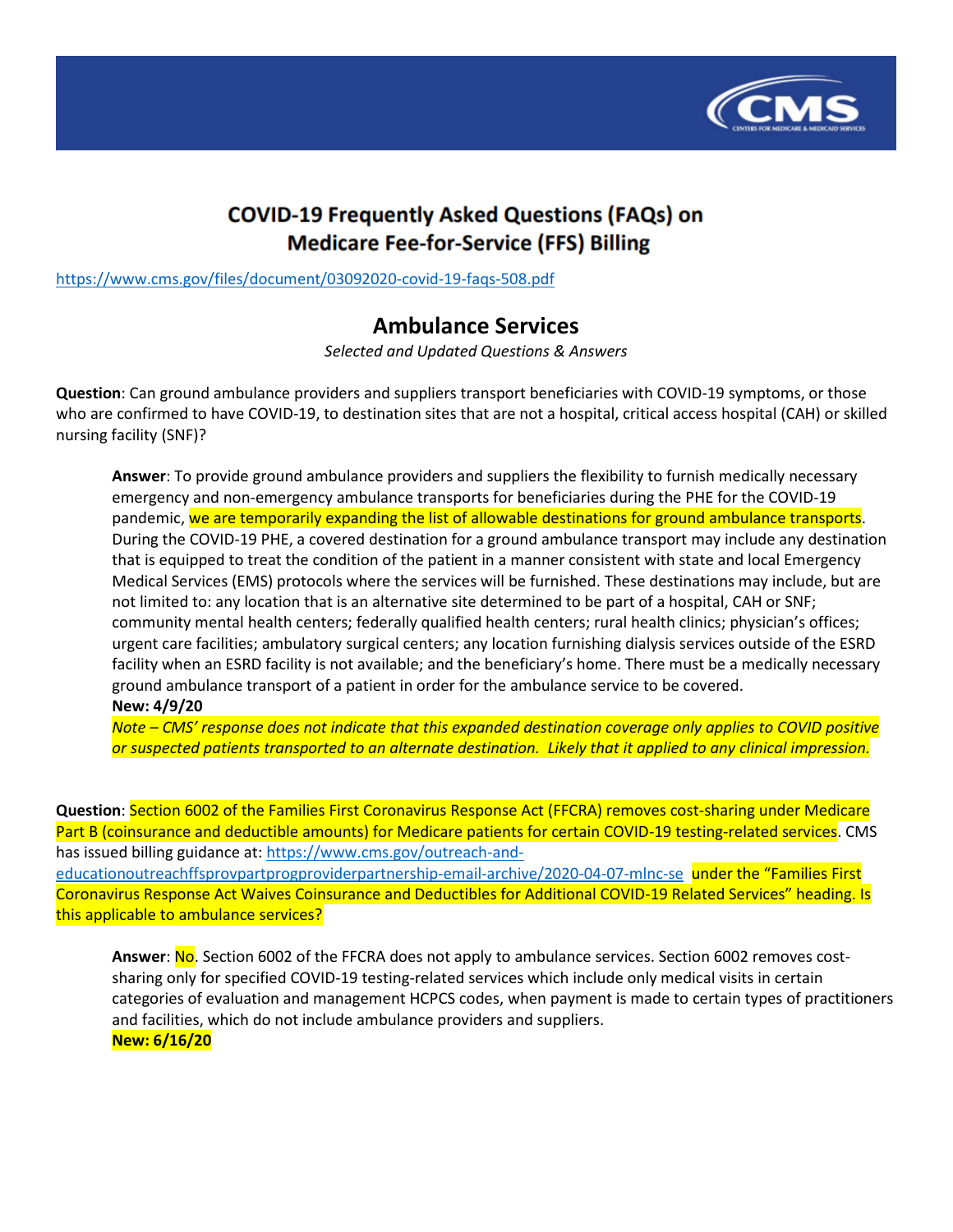# COVID-19 Frequently Asked Questions (FAQs) on Medicare Fee-for-Service (FFS) Billing

https://www.cms.gov/files/document/03092020-covid-19-faqs-508.pdf

## Ambulance Services

*Selected and Updated Questions & Answers*

**Question**: Can ground ambulance providers and suppliers transport beneficiaries with COVID-19 symptoms, or those who are confirmed to have COVID-19, to destination sites that are not a hospital, critical access hospital (CAH) or skilled nursing facility (SNF)?

> **Answer**: To provide ground ambulance providers and suppliers the flexibility to furnish medically necessary emergency and non-emergency ambulance transports for beneficiaries during the PHE for the COVID-19 pandemic, we are temporarily expanding the list of allowable destinations for ground ambulance transports. During the COVID-19 PHE, a covered destination for a ground ambulance transport may include any destination that is equipped to treat the condition of the patient in a manner consistent with state and local Emergency Medical Services (EMS) protocols where the services will be furnished. These destinations may include, but are not limited to: any location that is an alternative site determined to be part of a hospital, CAH or SNF; community mental health centers; federally qualified health centers; rural health clinics; physician's offices; urgent care facilities; ambulatory surgical centers; any location furnishing dialysis services outside of the ESRD facility when an ESRD facility is not available; and the beneficiary's home. There must be a medically necessary ground ambulance transport of a patient in order for the ambulance service to be covered.
>
> **New: 4/9/20**
>
> *Note – CMS' response does not indicate that this expanded destination coverage only applies to COVID positive or suspected patients transported to an alternate destination. Likely that it applied to any clinical impression.*

**Question**: Section 6002 of the Families First Coronavirus Response Act (FFCRA) removes cost-sharing under Medicare Part B (coinsurance and deductible amounts) for Medicare patients for certain COVID-19 testing-related services. CMS has issued billing guidance at: https://www.cms.gov/outreach-and-educationoutreachffsprovpartprogproviderpartnership-email-archive/2020-04-07-mlnc-se under the "Families First Coronavirus Response Act Waives Coinsurance and Deductibles for Additional COVID-19 Related Services" heading. Is this applicable to ambulance services?

> **Answer**: No. Section 6002 of the FFCRA does not apply to ambulance services. Section 6002 removes cost-sharing only for specified COVID-19 testing-related services which include only medical visits in certain categories of evaluation and management HCPCS codes, when payment is made to certain types of practitioners and facilities, which do not include ambulance providers and suppliers.
>
> **New: 6/16/20**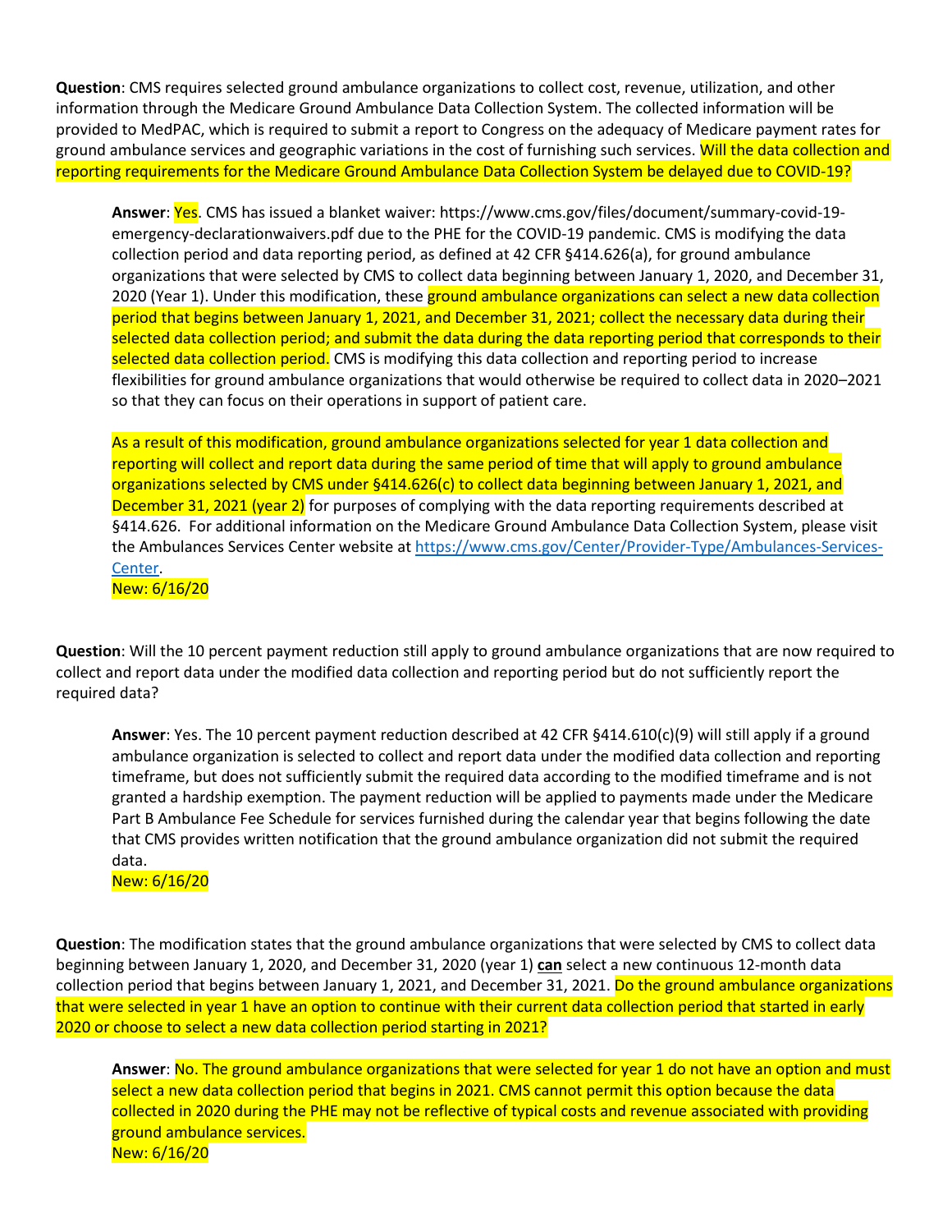**Question**: CMS requires selected ground ambulance organizations to collect cost, revenue, utilization, and other information through the Medicare Ground Ambulance Data Collection System. The collected information will be provided to MedPAC, which is required to submit a report to Congress on the adequacy of Medicare payment rates for ground ambulance services and geographic variations in the cost of furnishing such services. Will the data collection and reporting requirements for the Medicare Ground Ambulance Data Collection System be delayed due to COVID-19?

> **Answer**: Yes. CMS has issued a blanket waiver: https://www.cms.gov/files/document/summary-covid-19-emergency-declarationwaivers.pdf due to the PHE for the COVID-19 pandemic. CMS is modifying the data collection period and data reporting period, as defined at 42 CFR §414.626(a), for ground ambulance organizations that were selected by CMS to collect data beginning between January 1, 2020, and December 31, 2020 (Year 1). Under this modification, these ground ambulance organizations can select a new data collection period that begins between January 1, 2021, and December 31, 2021; collect the necessary data during their selected data collection period; and submit the data during the data reporting period that corresponds to their selected data collection period. CMS is modifying this data collection and reporting period to increase flexibilities for ground ambulance organizations that would otherwise be required to collect data in 2020–2021 so that they can focus on their operations in support of patient care.
>
> As a result of this modification, ground ambulance organizations selected for year 1 data collection and reporting will collect and report data during the same period of time that will apply to ground ambulance organizations selected by CMS under §414.626(c) to collect data beginning between January 1, 2021, and December 31, 2021 (year 2) for purposes of complying with the data reporting requirements described at §414.626. For additional information on the Medicare Ground Ambulance Data Collection System, please visit the Ambulances Services Center website at https://www.cms.gov/Center/Provider-Type/Ambulances-Services-Center.
> New: 6/16/20

**Question**: Will the 10 percent payment reduction still apply to ground ambulance organizations that are now required to collect and report data under the modified data collection and reporting period but do not sufficiently report the required data?

> **Answer**: Yes. The 10 percent payment reduction described at 42 CFR §414.610(c)(9) will still apply if a ground ambulance organization is selected to collect and report data under the modified data collection and reporting timeframe, but does not sufficiently submit the required data according to the modified timeframe and is not granted a hardship exemption. The payment reduction will be applied to payments made under the Medicare Part B Ambulance Fee Schedule for services furnished during the calendar year that begins following the date that CMS provides written notification that the ground ambulance organization did not submit the required data.
> New: 6/16/20

**Question**: The modification states that the ground ambulance organizations that were selected by CMS to collect data beginning between January 1, 2020, and December 31, 2020 (year 1) **can** select a new continuous 12-month data collection period that begins between January 1, 2021, and December 31, 2021. Do the ground ambulance organizations that were selected in year 1 have an option to continue with their current data collection period that started in early 2020 or choose to select a new data collection period starting in 2021?

> **Answer**: No. The ground ambulance organizations that were selected for year 1 do not have an option and must select a new data collection period that begins in 2021. CMS cannot permit this option because the data collected in 2020 during the PHE may not be reflective of typical costs and revenue associated with providing ground ambulance services.
> New: 6/16/20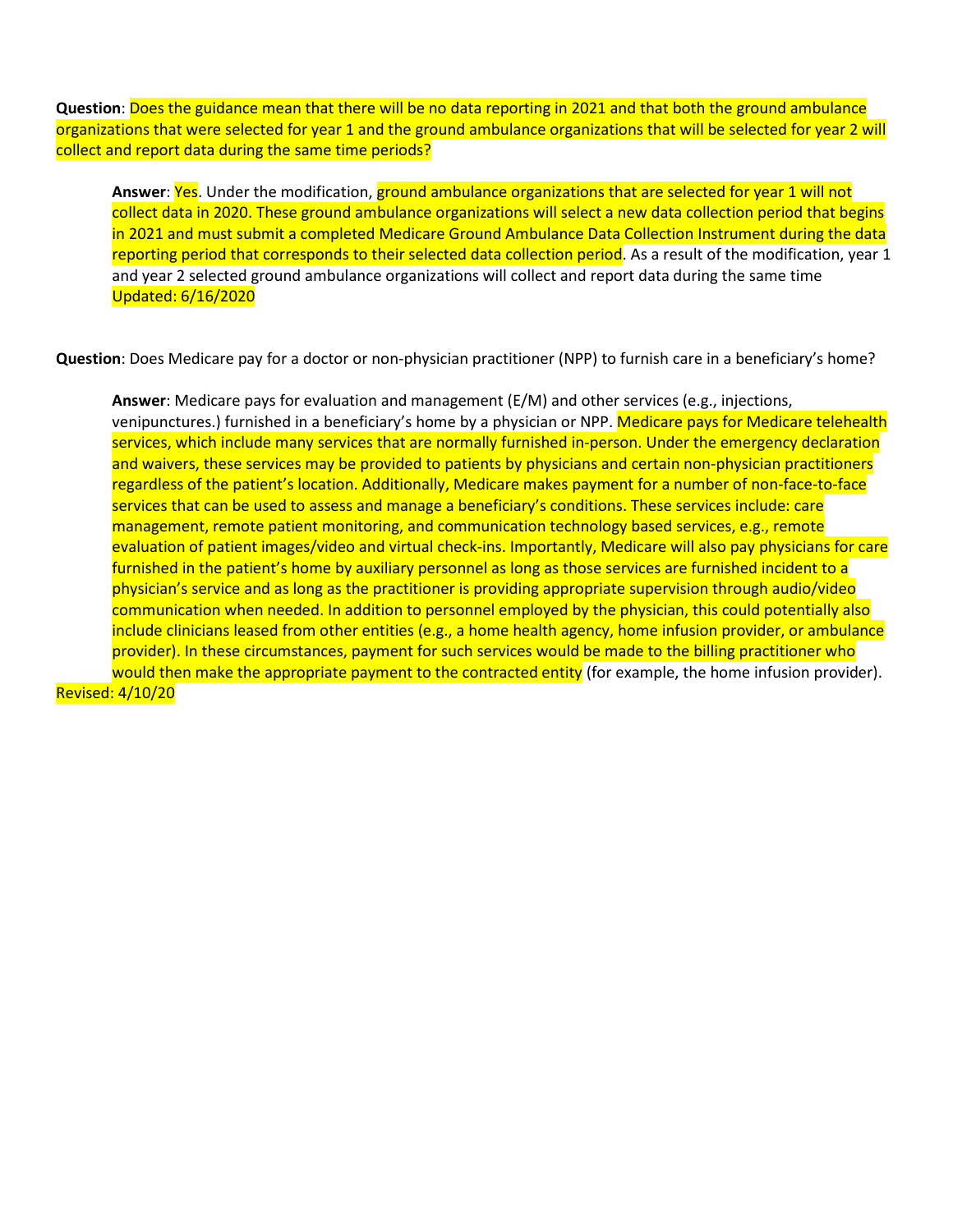**Question**: Does the guidance mean that there will be no data reporting in 2021 and that both the ground ambulance organizations that were selected for year 1 and the ground ambulance organizations that will be selected for year 2 will collect and report data during the same time periods?

> **Answer**: Yes. Under the modification, ground ambulance organizations that are selected for year 1 will not collect data in 2020. These ground ambulance organizations will select a new data collection period that begins in 2021 and must submit a completed Medicare Ground Ambulance Data Collection Instrument during the data reporting period that corresponds to their selected data collection period. As a result of the modification, year 1 and year 2 selected ground ambulance organizations will collect and report data during the same time
> Updated: 6/16/2020

**Question**: Does Medicare pay for a doctor or non-physician practitioner (NPP) to furnish care in a beneficiary's home?

> **Answer**: Medicare pays for evaluation and management (E/M) and other services (e.g., injections, venipunctures.) furnished in a beneficiary's home by a physician or NPP. Medicare pays for Medicare telehealth services, which include many services that are normally furnished in-person. Under the emergency declaration and waivers, these services may be provided to patients by physicians and certain non-physician practitioners regardless of the patient's location. Additionally, Medicare makes payment for a number of non-face-to-face services that can be used to assess and manage a beneficiary's conditions. These services include: care management, remote patient monitoring, and communication technology based services, e.g., remote evaluation of patient images/video and virtual check-ins. Importantly, Medicare will also pay physicians for care furnished in the patient's home by auxiliary personnel as long as those services are furnished incident to a physician's service and as long as the practitioner is providing appropriate supervision through audio/video communication when needed. In addition to personnel employed by the physician, this could potentially also include clinicians leased from other entities (e.g., a home health agency, home infusion provider, or ambulance provider). In these circumstances, payment for such services would be made to the billing practitioner who would then make the appropriate payment to the contracted entity (for example, the home infusion provider).

Revised: 4/10/20